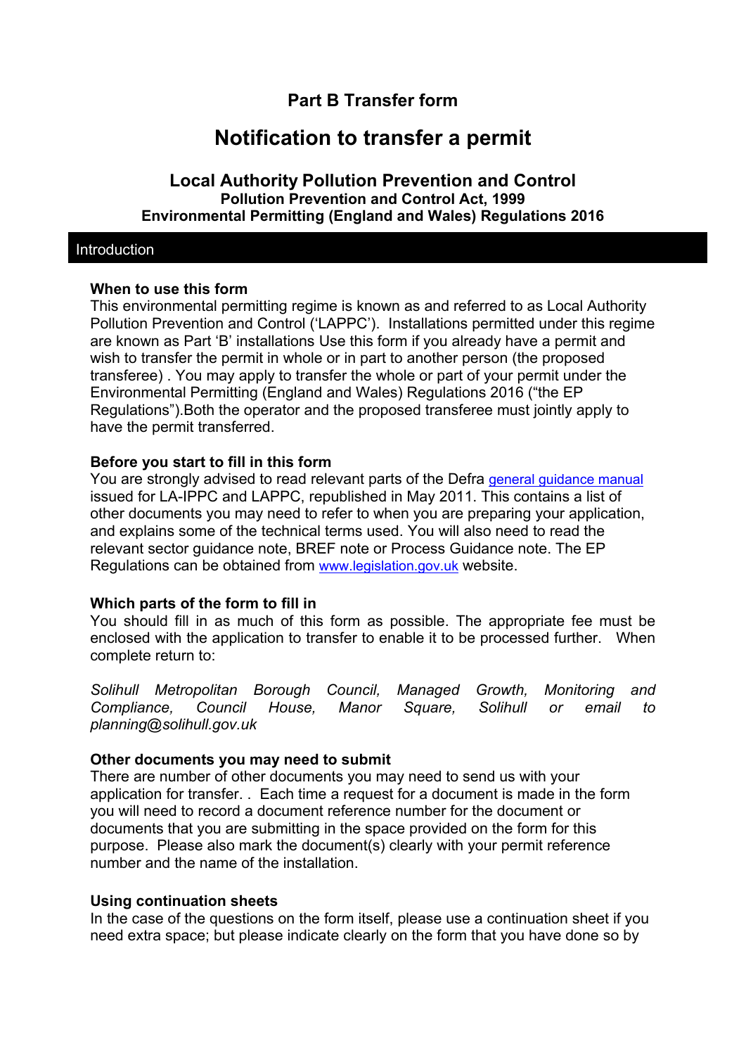# Part B Transfer form

# Notification to transfer a permit

### Local Authority Pollution Prevention and Control
**Pollution Prevention and Control Act, 1999**
**Environmental Permitting (England and Wales) Regulations 2016**

## Introduction

**When to use this form**
This environmental permitting regime is known as and referred to as Local Authority Pollution Prevention and Control ('LAPPC'). Installations permitted under this regime are known as Part 'B' installations Use this form if you already have a permit and wish to transfer the permit in whole or in part to another person (the proposed transferee) . You may apply to transfer the whole or part of your permit under the Environmental Permitting (England and Wales) Regulations 2016 ("the EP Regulations").Both the operator and the proposed transferee must jointly apply to have the permit transferred.

**Before you start to fill in this form**
You are strongly advised to read relevant parts of the Defra general guidance manual issued for LA-IPPC and LAPPC, republished in May 2011. This contains a list of other documents you may need to refer to when you are preparing your application, and explains some of the technical terms used. You will also need to read the relevant sector guidance note, BREF note or Process Guidance note. The EP Regulations can be obtained from www.legislation.gov.uk website.

**Which parts of the form to fill in**
You should fill in as much of this form as possible. The appropriate fee must be enclosed with the application to transfer to enable it to be processed further. When complete return to:

*Solihull Metropolitan Borough Council, Managed Growth, Monitoring and Compliance, Council House, Manor Square, Solihull or email to planning@solihull.gov.uk*

**Other documents you may need to submit**
There are number of other documents you may need to send us with your application for transfer. . Each time a request for a document is made in the form you will need to record a document reference number for the document or documents that you are submitting in the space provided on the form for this purpose. Please also mark the document(s) clearly with your permit reference number and the name of the installation.

**Using continuation sheets**
In the case of the questions on the form itself, please use a continuation sheet if you need extra space; but please indicate clearly on the form that you have done so by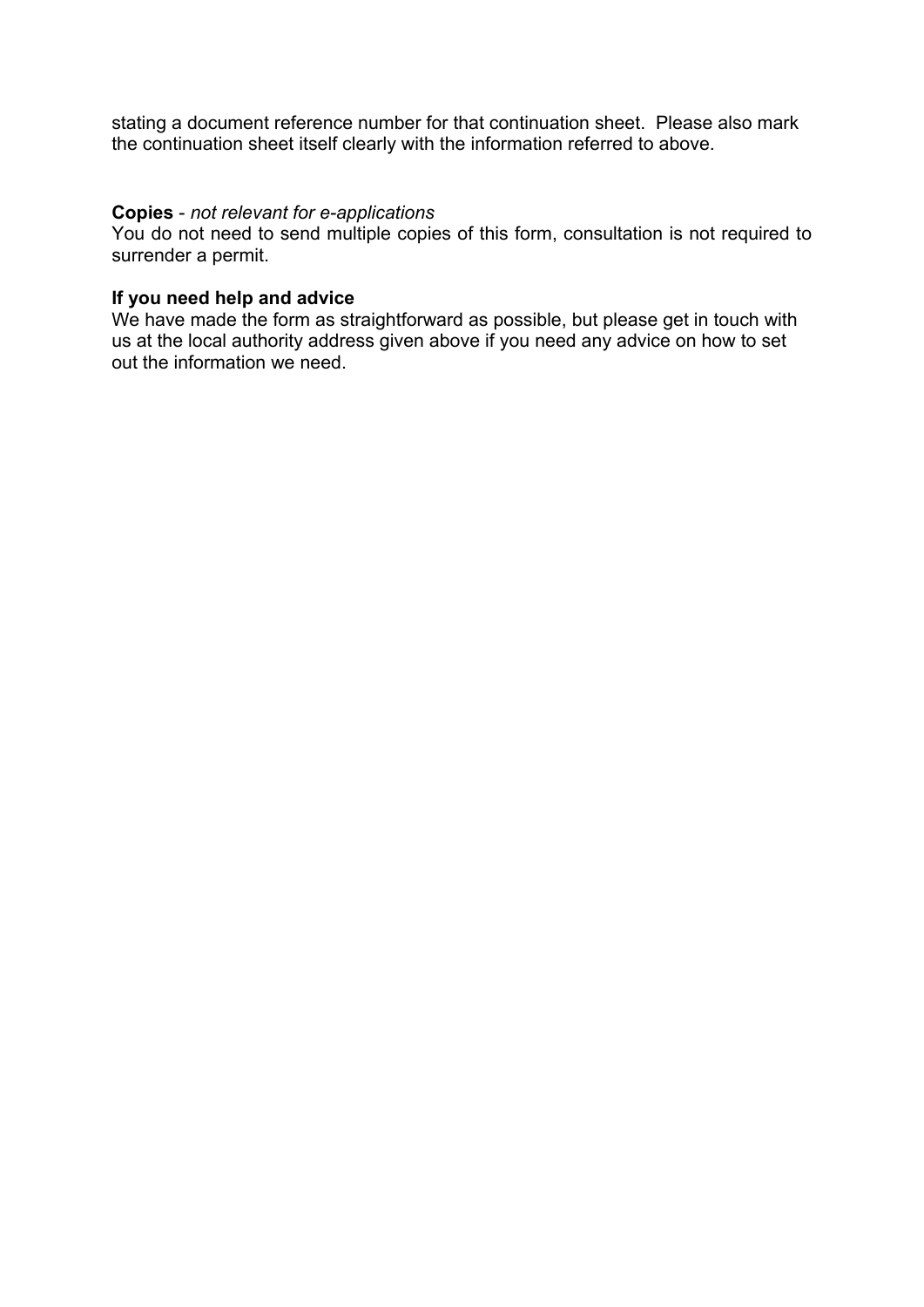stating a document reference number for that continuation sheet. Please also mark the continuation sheet itself clearly with the information referred to above.

**Copies** - *not relevant for e-applications*
You do not need to send multiple copies of this form, consultation is not required to surrender a permit.

**If you need help and advice**
We have made the form as straightforward as possible, but please get in touch with us at the local authority address given above if you need any advice on how to set out the information we need.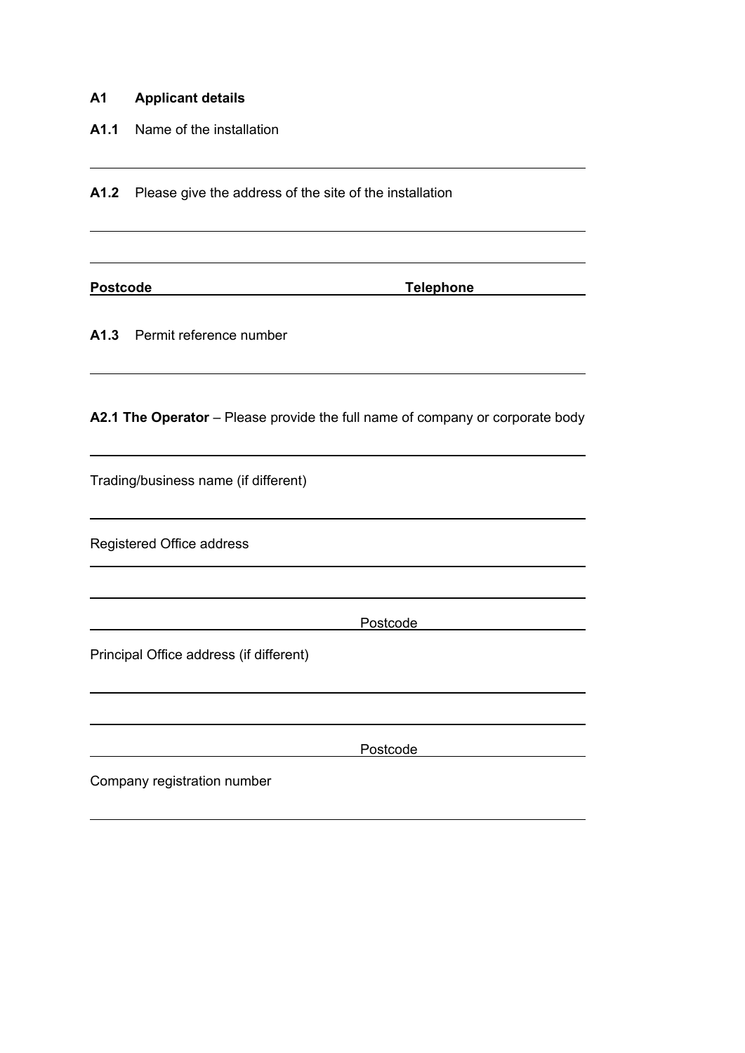## A1 Applicant details

**A1.1** Name of the installation

**A1.2** Please give the address of the site of the installation

**Postcode** **Telephone**

**A1.3** Permit reference number

**A2.1 The Operator** – Please provide the full name of company or corporate body

Trading/business name (if different)

Registered Office address

Postcode

Principal Office address (if different)

Postcode

Company registration number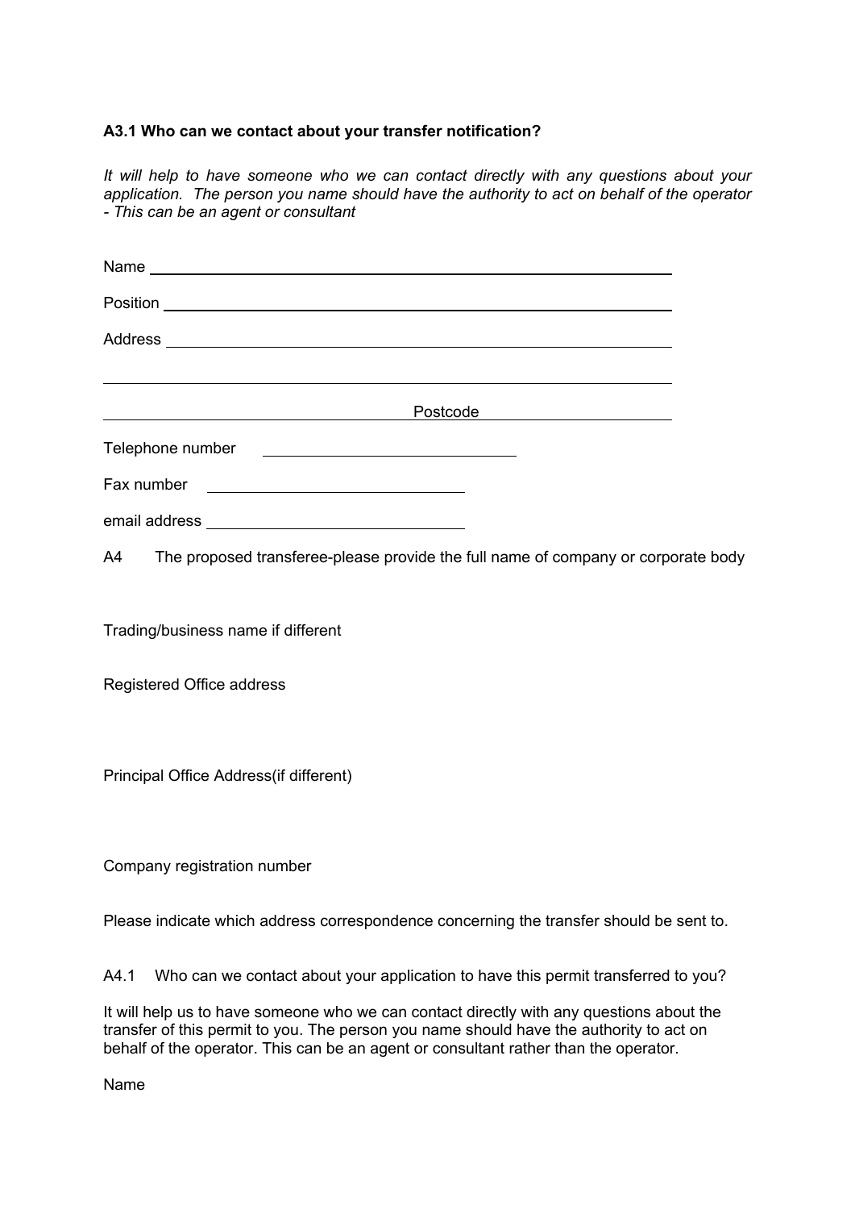**A3.1 Who can we contact about your transfer notification?**

*It will help to have someone who we can contact directly with any questions about your application. The person you name should have the authority to act on behalf of the operator - This can be an agent or consultant*

Name \_\_\_\_\_\_\_\_\_\_\_\_\_\_\_\_\_\_\_\_\_\_\_\_\_\_\_\_\_\_\_\_\_\_\_\_\_\_\_\_\_\_\_\_\_\_\_\_\_\_\_\_\_\_\_\_\_\_

Position \_\_\_\_\_\_\_\_\_\_\_\_\_\_\_\_\_\_\_\_\_\_\_\_\_\_\_\_\_\_\_\_\_\_\_\_\_\_\_\_\_\_\_\_\_\_\_\_\_\_\_\_\_\_\_\_

Address \_\_\_\_\_\_\_\_\_\_\_\_\_\_\_\_\_\_\_\_\_\_\_\_\_\_\_\_\_\_\_\_\_\_\_\_\_\_\_\_\_\_\_\_\_\_\_\_\_\_\_\_\_\_\_\_

\_\_\_\_\_\_\_\_\_\_\_\_\_\_\_\_\_\_\_\_\_\_\_\_\_\_\_\_\_\_\_\_\_\_\_\_\_\_\_\_\_\_\_\_\_\_\_\_\_\_\_\_\_\_\_\_\_\_\_\_\_\_\_\_

\_\_\_\_\_\_\_\_\_\_\_\_\_\_\_\_\_\_\_\_\_\_\_\_\_\_\_\_\_\_\_\_\_\_ Postcode \_\_\_\_\_\_\_\_\_\_\_\_\_\_\_\_\_\_\_\_

Telephone number \_\_\_\_\_\_\_\_\_\_\_\_\_\_\_\_\_\_\_\_\_\_\_\_\_\_\_\_

Fax number \_\_\_\_\_\_\_\_\_\_\_\_\_\_\_\_\_\_\_\_\_\_\_\_\_\_\_\_

email address \_\_\_\_\_\_\_\_\_\_\_\_\_\_\_\_\_\_\_\_\_\_\_\_\_\_\_\_

A4 The proposed transferee-please provide the full name of company or corporate body

Trading/business name if different

Registered Office address

Principal Office Address(if different)

Company registration number

Please indicate which address correspondence concerning the transfer should be sent to.

A4.1 Who can we contact about your application to have this permit transferred to you?

It will help us to have someone who we can contact directly with any questions about the transfer of this permit to you. The person you name should have the authority to act on behalf of the operator. This can be an agent or consultant rather than the operator.

Name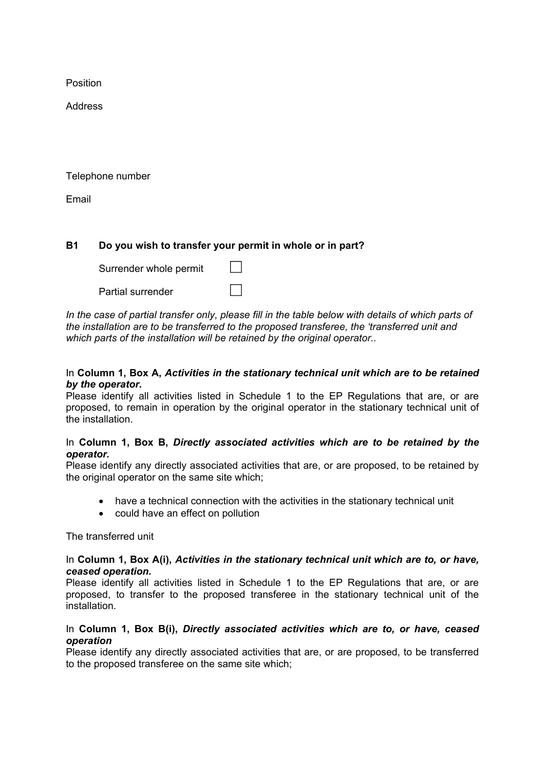Position

Address

Telephone number

Email

**B1 Do you wish to transfer your permit in whole or in part?**

Surrender whole permit ☐

Partial surrender ☐

*In the case of partial transfer only, please fill in the table below with details of which parts of the installation are to be transferred to the proposed transferee, the 'transferred unit and which parts of the installation will be retained by the original operator..*

In **Column 1, Box A, *Activities in the stationary technical unit which are to be retained by the operator.***
Please identify all activities listed in Schedule 1 to the EP Regulations that are, or are proposed, to remain in operation by the original operator in the stationary technical unit of the installation.

In **Column 1, Box B, *Directly associated activities which are to be retained by the operator.***
Please identify any directly associated activities that are, or are proposed, to be retained by the original operator on the same site which;

- have a technical connection with the activities in the stationary technical unit
- could have an effect on pollution

The transferred unit

In **Column 1, Box A(i), *Activities in the stationary technical unit which are to, or have, ceased operation.***
Please identify all activities listed in Schedule 1 to the EP Regulations that are, or are proposed, to transfer to the proposed transferee in the stationary technical unit of the installation.

In **Column 1, Box B(i), *Directly associated activities which are to, or have, ceased operation***
Please identify any directly associated activities that are, or are proposed, to be transferred to the proposed transferee on the same site which;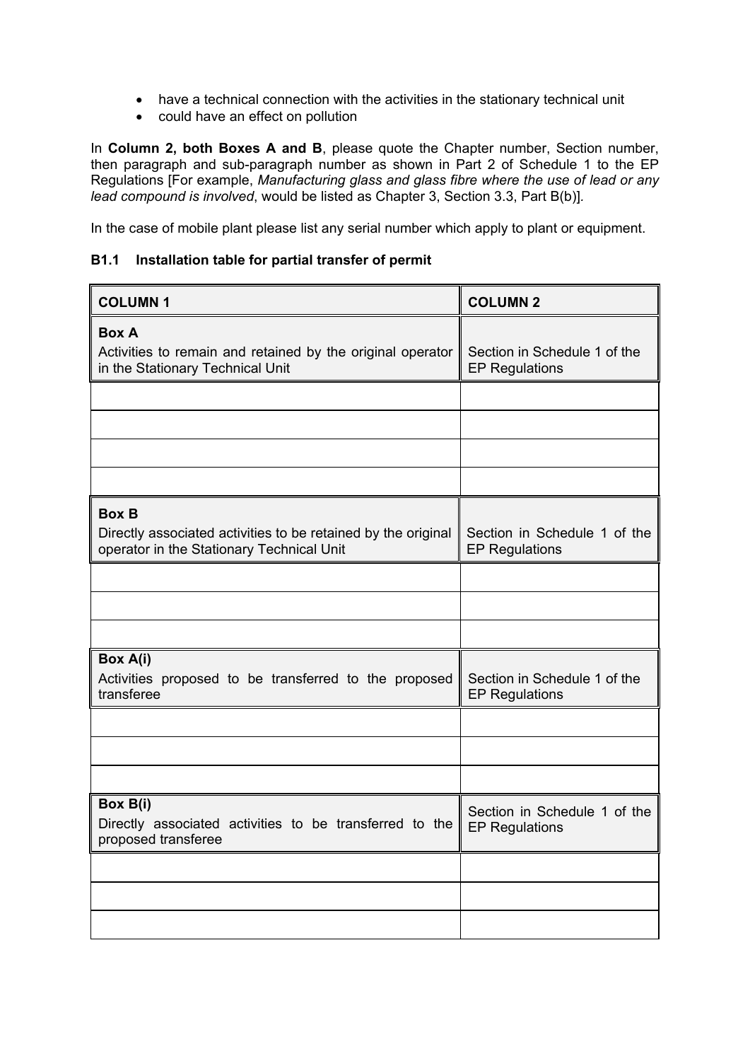- have a technical connection with the activities in the stationary technical unit
- could have an effect on pollution

In **Column 2, both Boxes A and B**, please quote the Chapter number, Section number, then paragraph and sub-paragraph number as shown in Part 2 of Schedule 1 to the EP Regulations [For example, *Manufacturing glass and glass fibre where the use of lead or any lead compound is involved*, would be listed as Chapter 3, Section 3.3, Part B(b)].

In the case of mobile plant please list any serial number which apply to plant or equipment.

### B1.1 Installation table for partial transfer of permit

| COLUMN 1 | COLUMN 2 |
|---|---|
| **Box A** Activities to remain and retained by the original operator in the Stationary Technical Unit | Section in Schedule 1 of the EP Regulations |
| | |
| | |
| | |
| | |
| **Box B** Directly associated activities to be retained by the original operator in the Stationary Technical Unit | Section in Schedule 1 of the EP Regulations |
| | |
| | |
| | |
| **Box A(i)** Activities proposed to be transferred to the proposed transferee | Section in Schedule 1 of the EP Regulations |
| | |
| | |
| | |
| **Box B(i)** Directly associated activities to be transferred to the proposed transferee | Section in Schedule 1 of the EP Regulations |
| | |
| | |
| | |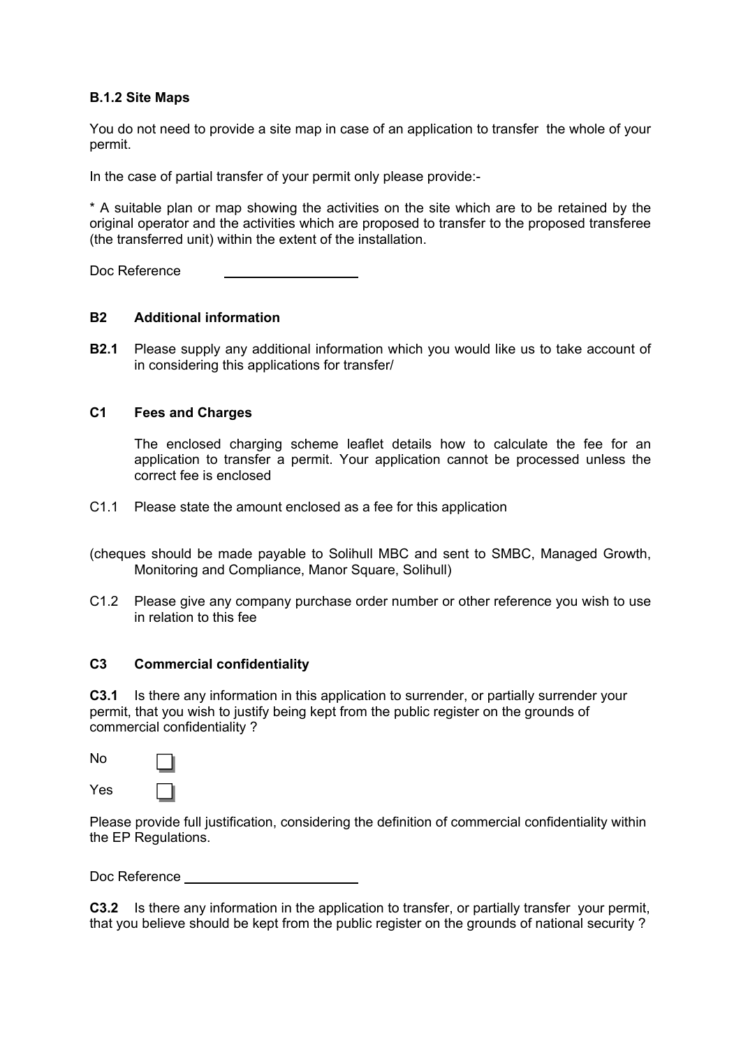### B.1.2 Site Maps

You do not need to provide a site map in case of an application to transfer the whole of your permit.

In the case of partial transfer of your permit only please provide:-

* A suitable plan or map showing the activities on the site which are to be retained by the original operator and the activities which are proposed to transfer to the proposed transferee (the transferred unit) within the extent of the installation.

Doc Reference \_\_\_\_\_\_\_\_\_\_\_\_\_\_\_\_\_\_\_\_

### B2 Additional information

**B2.1** Please supply any additional information which you would like us to take account of in considering this applications for transfer/

### C1 Fees and Charges

The enclosed charging scheme leaflet details how to calculate the fee for an application to transfer a permit. Your application cannot be processed unless the correct fee is enclosed

C1.1 Please state the amount enclosed as a fee for this application

(cheques should be made payable to Solihull MBC and sent to SMBC, Managed Growth, Monitoring and Compliance, Manor Square, Solihull)

C1.2 Please give any company purchase order number or other reference you wish to use in relation to this fee

### C3 Commercial confidentiality

**C3.1** Is there any information in this application to surrender, or partially surrender your permit, that you wish to justify being kept from the public register on the grounds of commercial confidentiality ?

No ☐

Yes ☐

Please provide full justification, considering the definition of commercial confidentiality within the EP Regulations.

Doc Reference \_\_\_\_\_\_\_\_\_\_\_\_\_\_\_\_\_\_\_\_

**C3.2** Is there any information in the application to transfer, or partially transfer your permit, that you believe should be kept from the public register on the grounds of national security ?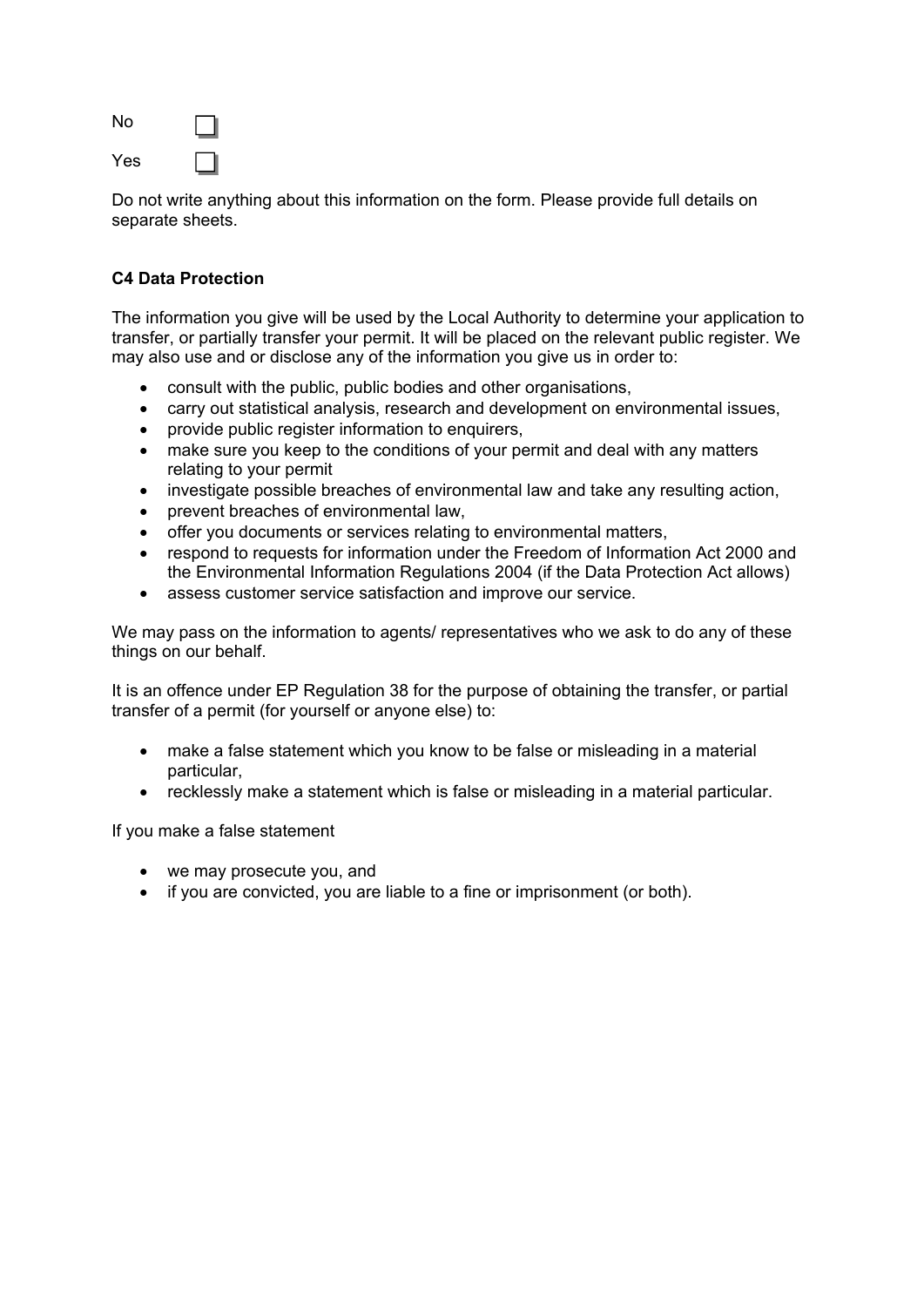No ☐

Yes ☐

Do not write anything about this information on the form. Please provide full details on separate sheets.

**C4 Data Protection**

The information you give will be used by the Local Authority to determine your application to transfer, or partially transfer your permit. It will be placed on the relevant public register. We may also use and or disclose any of the information you give us in order to:

- consult with the public, public bodies and other organisations,
- carry out statistical analysis, research and development on environmental issues,
- provide public register information to enquirers,
- make sure you keep to the conditions of your permit and deal with any matters relating to your permit
- investigate possible breaches of environmental law and take any resulting action,
- prevent breaches of environmental law,
- offer you documents or services relating to environmental matters,
- respond to requests for information under the Freedom of Information Act 2000 and the Environmental Information Regulations 2004 (if the Data Protection Act allows)
- assess customer service satisfaction and improve our service.

We may pass on the information to agents/ representatives who we ask to do any of these things on our behalf.

It is an offence under EP Regulation 38 for the purpose of obtaining the transfer, or partial transfer of a permit (for yourself or anyone else) to:

- make a false statement which you know to be false or misleading in a material particular,
- recklessly make a statement which is false or misleading in a material particular.

If you make a false statement

- we may prosecute you, and
- if you are convicted, you are liable to a fine or imprisonment (or both).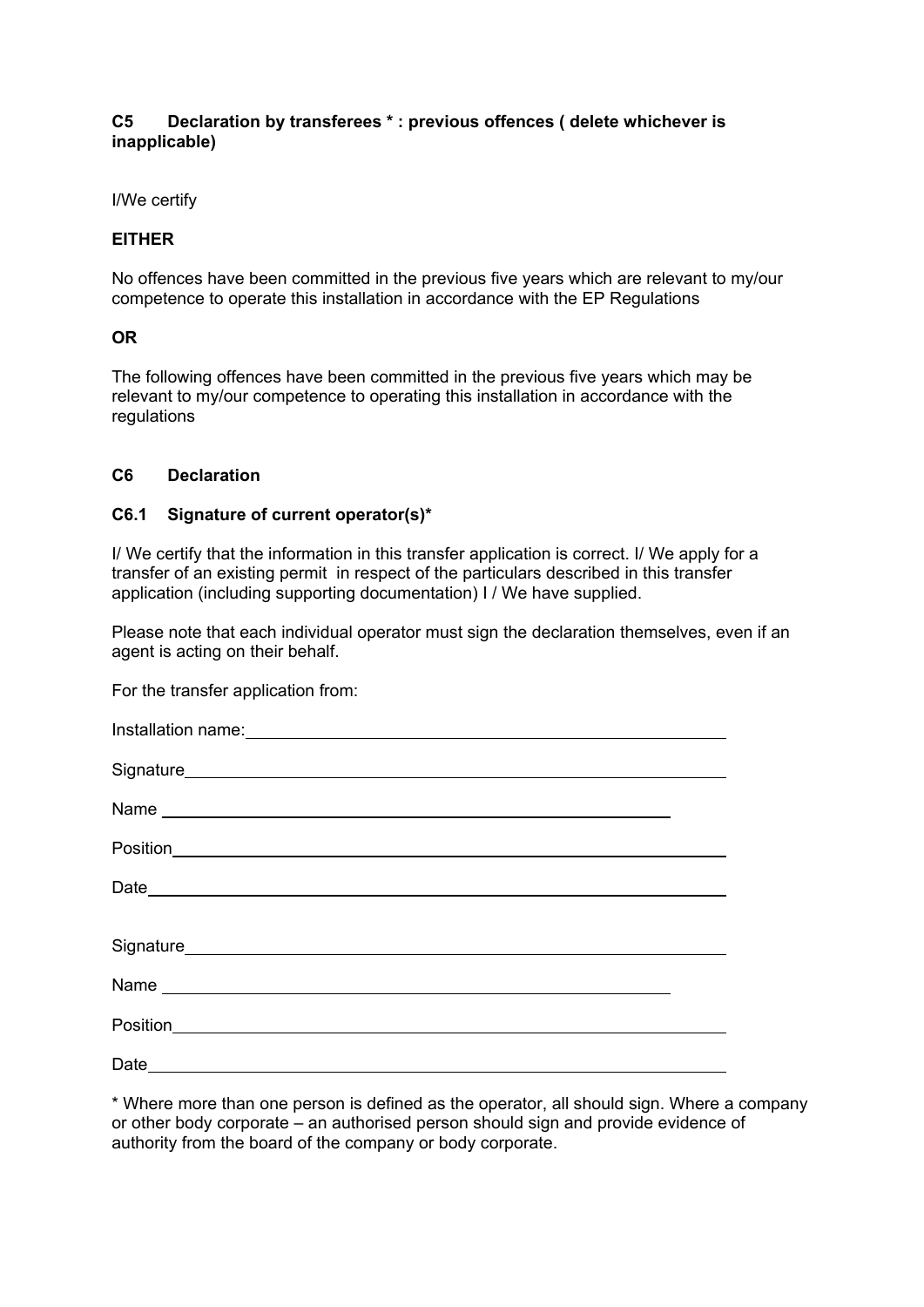### C5 Declaration by transferees * : previous offences ( delete whichever is inapplicable)

I/We certify

**EITHER**

No offences have been committed in the previous five years which are relevant to my/our competence to operate this installation in accordance with the EP Regulations

**OR**

The following offences have been committed in the previous five years which may be relevant to my/our competence to operating this installation in accordance with the regulations

### C6 Declaration

#### C6.1 Signature of current operator(s)*

I/ We certify that the information in this transfer application is correct. I/ We apply for a transfer of an existing permit in respect of the particulars described in this transfer application (including supporting documentation) I / We have supplied.

Please note that each individual operator must sign the declaration themselves, even if an agent is acting on their behalf.

For the transfer application from:

Installation name:\_\_\_\_\_\_\_\_\_\_\_\_\_\_\_\_\_\_\_\_\_\_\_\_\_\_\_\_\_\_\_\_\_\_\_\_\_\_\_\_

Signature\_\_\_\_\_\_\_\_\_\_\_\_\_\_\_\_\_\_\_\_\_\_\_\_\_\_\_\_\_\_\_\_\_\_\_\_\_\_\_\_

Name \_\_\_\_\_\_\_\_\_\_\_\_\_\_\_\_\_\_\_\_\_\_\_\_\_\_\_\_\_\_\_\_\_\_\_\_\_\_\_\_

Position\_\_\_\_\_\_\_\_\_\_\_\_\_\_\_\_\_\_\_\_\_\_\_\_\_\_\_\_\_\_\_\_\_\_\_\_\_\_\_\_

Date\_\_\_\_\_\_\_\_\_\_\_\_\_\_\_\_\_\_\_\_\_\_\_\_\_\_\_\_\_\_\_\_\_\_\_\_\_\_\_\_

Signature\_\_\_\_\_\_\_\_\_\_\_\_\_\_\_\_\_\_\_\_\_\_\_\_\_\_\_\_\_\_\_\_\_\_\_\_\_\_\_\_

Name \_\_\_\_\_\_\_\_\_\_\_\_\_\_\_\_\_\_\_\_\_\_\_\_\_\_\_\_\_\_\_\_\_\_\_\_\_\_\_\_

Position\_\_\_\_\_\_\_\_\_\_\_\_\_\_\_\_\_\_\_\_\_\_\_\_\_\_\_\_\_\_\_\_\_\_\_\_\_\_\_\_

Date\_\_\_\_\_\_\_\_\_\_\_\_\_\_\_\_\_\_\_\_\_\_\_\_\_\_\_\_\_\_\_\_\_\_\_\_\_\_\_\_

* Where more than one person is defined as the operator, all should sign. Where a company or other body corporate – an authorised person should sign and provide evidence of authority from the board of the company or body corporate.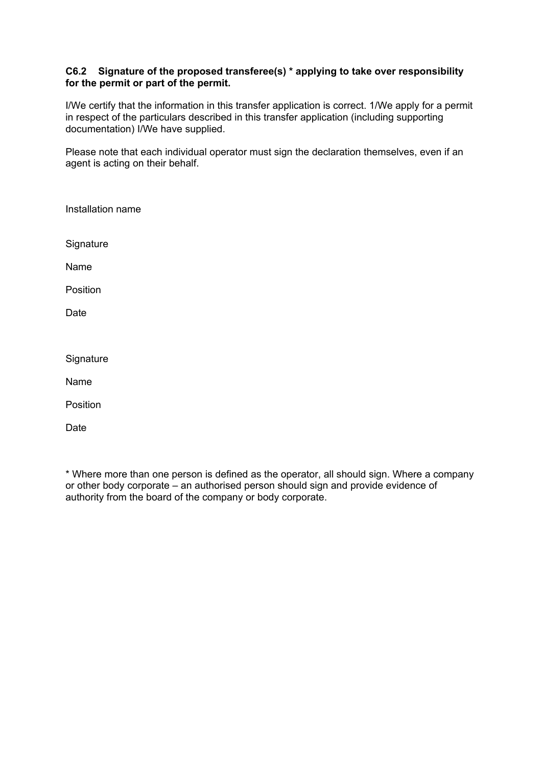**C6.2 Signature of the proposed transferee(s) * applying to take over responsibility for the permit or part of the permit.**

I/We certify that the information in this transfer application is correct. 1/We apply for a permit in respect of the particulars described in this transfer application (including supporting documentation) I/We have supplied.

Please note that each individual operator must sign the declaration themselves, even if an agent is acting on their behalf.

Installation name

Signature

Name

Position

Date

Signature

Name

Position

Date

* Where more than one person is defined as the operator, all should sign. Where a company or other body corporate – an authorised person should sign and provide evidence of authority from the board of the company or body corporate.